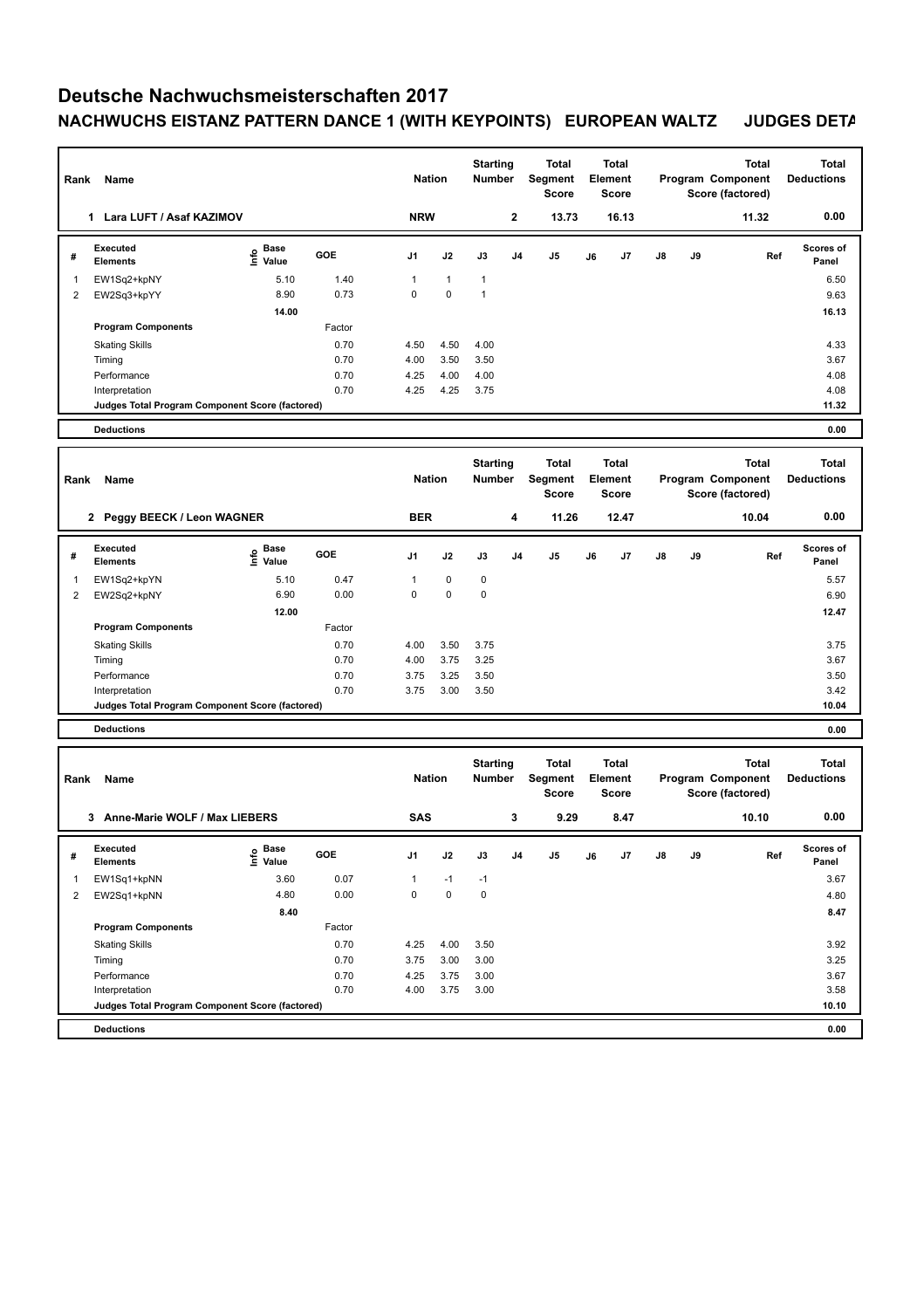# Deutsche Nachwuchsmeisterschaften 2017

## NACHWUCHS EISTANZ PATTERN DANCE 1 (WITH KEYPOINTS) EUROPEAN WALTZ JUDGES DETA

| Rank | Name | Nation | Starting Number | Total Segment Score | Total Element Score | Total Program Component Score (factored) | Total Deductions |
|---|---|---|---|---|---|---|---|
| 1 | Lara LUFT / Asaf KAZIMOV | NRW | 2 | 13.73 | 16.13 | 11.32 | 0.00 |

| # | Executed Elements | Info | Base Value | GOE | J1 | J2 | J3 | J4 | J5 | J6 | J7 | J8 | J9 | Ref | Scores of Panel |
|---|---|---|---|---|---|---|---|---|---|---|---|---|---|---|---|
| 1 | EW1Sq2+kpNY | | 5.10 | 1.40 | 1 | 1 | 1 | | | | | | | | 6.50 |
| 2 | EW2Sq3+kpYY | | 8.90 | 0.73 | 0 | 0 | 1 | | | | | | | | 9.63 |
| | | | 14.00 | | | | | | | | | | | | 16.13 |
| | **Program Components** | | | Factor | | | | | | | | | | | |
| | Skating Skills | | | 0.70 | 4.50 | 4.50 | 4.00 | | | | | | | | 4.33 |
| | Timing | | | 0.70 | 4.00 | 3.50 | 3.50 | | | | | | | | 3.67 |
| | Performance | | | 0.70 | 4.25 | 4.00 | 4.00 | | | | | | | | 4.08 |
| | Interpretation | | | 0.70 | 4.25 | 4.25 | 3.75 | | | | | | | | 4.08 |
| | **Judges Total Program Component Score (factored)** | | | | | | | | | | | | | | **11.32** |
| | **Deductions** | | | | | | | | | | | | | | **0.00** |

| Rank | Name | Nation | Starting Number | Total Segment Score | Total Element Score | Total Program Component Score (factored) | Total Deductions |
|---|---|---|---|---|---|---|---|
| 2 | Peggy BEECK / Leon WAGNER | BER | 4 | 11.26 | 12.47 | 10.04 | 0.00 |

| # | Executed Elements | Info | Base Value | GOE | J1 | J2 | J3 | J4 | J5 | J6 | J7 | J8 | J9 | Ref | Scores of Panel |
|---|---|---|---|---|---|---|---|---|---|---|---|---|---|---|---|
| 1 | EW1Sq2+kpYN | | 5.10 | 0.47 | 1 | 0 | 0 | | | | | | | | 5.57 |
| 2 | EW2Sq2+kpNY | | 6.90 | 0.00 | 0 | 0 | 0 | | | | | | | | 6.90 |
| | | | 12.00 | | | | | | | | | | | | 12.47 |
| | **Program Components** | | | Factor | | | | | | | | | | | |
| | Skating Skills | | | 0.70 | 4.00 | 3.50 | 3.75 | | | | | | | | 3.75 |
| | Timing | | | 0.70 | 4.00 | 3.75 | 3.25 | | | | | | | | 3.67 |
| | Performance | | | 0.70 | 3.75 | 3.25 | 3.50 | | | | | | | | 3.50 |
| | Interpretation | | | 0.70 | 3.75 | 3.00 | 3.50 | | | | | | | | 3.42 |
| | **Judges Total Program Component Score (factored)** | | | | | | | | | | | | | | **10.04** |
| | **Deductions** | | | | | | | | | | | | | | **0.00** |

| Rank | Name | Nation | Starting Number | Total Segment Score | Total Element Score | Total Program Component Score (factored) | Total Deductions |
|---|---|---|---|---|---|---|---|
| 3 | Anne-Marie WOLF / Max LIEBERS | SAS | 3 | 9.29 | 8.47 | 10.10 | 0.00 |

| # | Executed Elements | Info | Base Value | GOE | J1 | J2 | J3 | J4 | J5 | J6 | J7 | J8 | J9 | Ref | Scores of Panel |
|---|---|---|---|---|---|---|---|---|---|---|---|---|---|---|---|
| 1 | EW1Sq1+kpNN | | 3.60 | 0.07 | 1 | -1 | -1 | | | | | | | | 3.67 |
| 2 | EW2Sq1+kpNN | | 4.80 | 0.00 | 0 | 0 | 0 | | | | | | | | 4.80 |
| | | | 8.40 | | | | | | | | | | | | 8.47 |
| | **Program Components** | | | Factor | | | | | | | | | | | |
| | Skating Skills | | | 0.70 | 4.25 | 4.00 | 3.50 | | | | | | | | 3.92 |
| | Timing | | | 0.70 | 3.75 | 3.00 | 3.00 | | | | | | | | 3.25 |
| | Performance | | | 0.70 | 4.25 | 3.75 | 3.00 | | | | | | | | 3.67 |
| | Interpretation | | | 0.70 | 4.00 | 3.75 | 3.00 | | | | | | | | 3.58 |
| | **Judges Total Program Component Score (factored)** | | | | | | | | | | | | | | **10.10** |
| | **Deductions** | | | | | | | | | | | | | | **0.00** |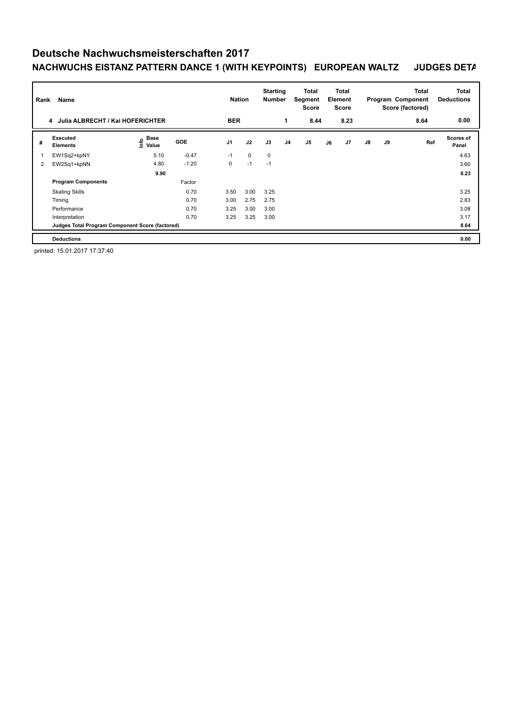# Deutsche Nachwuchsmeisterschaften 2017

## NACHWUCHS EISTANZ PATTERN DANCE 1 (WITH KEYPOINTS) EUROPEAN WALTZ JUDGES DETA

| Rank | Name | Nation | Starting Number | Total Segment Score | Total Element Score | Total Program Component Score (factored) | Total Deductions |
|---|---|---|---|---|---|---|---|
| 4 | Julia ALBRECHT / Kai HOFERICHTER | BER | 1 | 8.44 | 8.23 | 8.64 | 0.00 |

| # | Executed Elements | Info | Base Value | GOE | J1 | J2 | J3 | J4 | J5 | J6 | J7 | J8 | J9 | Ref | Scores of Panel |
|---|---|---|---|---|---|---|---|---|---|---|---|---|---|---|---|
| 1 | EW1Sq2+kpNY | | 5.10 | -0.47 | -1 | 0 | 0 | | | | | | | | 4.63 |
| 2 | EW2Sq1+kpNN | | 4.80 | -1.20 | 0 | -1 | -1 | | | | | | | | 3.60 |
| | | | 9.90 | | | | | | | | | | | | 8.23 |
| | **Program Components** | | | Factor | | | | | | | | | | | |
| | Skating Skills | | | 0.70 | 3.50 | 3.00 | 3.25 | | | | | | | | 3.25 |
| | Timing | | | 0.70 | 3.00 | 2.75 | 2.75 | | | | | | | | 2.83 |
| | Performance | | | 0.70 | 3.25 | 3.00 | 3.00 | | | | | | | | 3.08 |
| | Interpretation | | | 0.70 | 3.25 | 3.25 | 3.00 | | | | | | | | 3.17 |
| | **Judges Total Program Component Score (factored)** | | | | | | | | | | | | | | 8.64 |
| | **Deductions** | | | | | | | | | | | | | | 0.00 |

printed: 15.01.2017 17:37:40